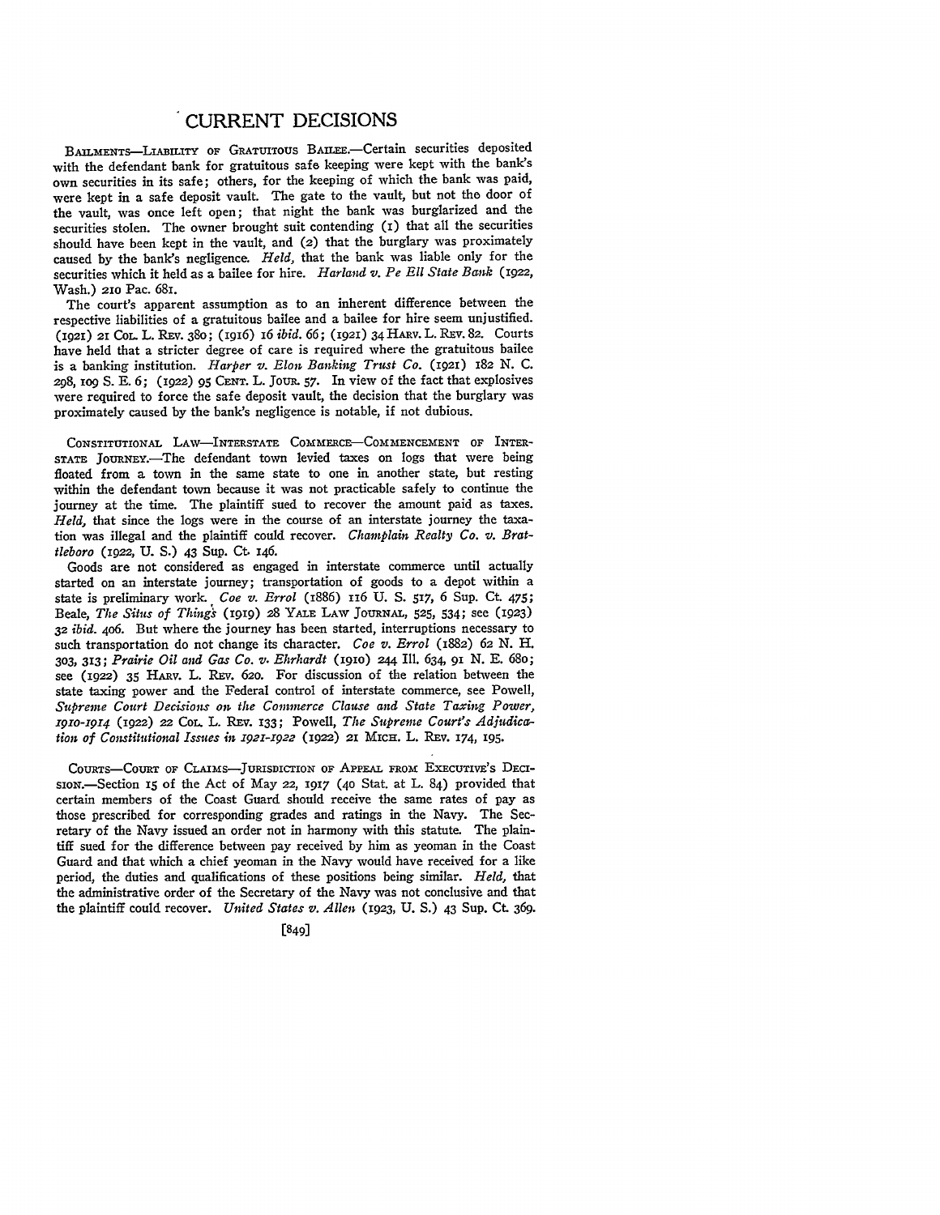# CURRENT DECISIONS

BAILMENTS—LIABILITY OF GRATUITOUS BAILEE.—Certain securities deposited with the defendant bank for gratuitous safe keeping were kept with the bank's own securities in its safe; others, for the keeping of which the bank was paid, were kept in a safe deposit vault. The gate to the vault, but not the door of the vault, was once left open; that night the bank was burglarized and the securities stolen. The owner brought suit contending (1) that all the securities should have been kept in the vault, and (2) that the burglary was proximately caused by the bank's negligence. *Held*, that the bank was liable only for the securities which it held as a bailee for hire. *Harland v. Pe Ell State Bank* (1922, Wash.) 210 Pac. 681.

The court's apparent assumption as to an inherent difference between the respective liabilities of a gratuitous bailee and a bailee for hire seem unjustified. (1921) 21 COL. L. REV. 380; (1916) 16 *ibid.* 66; (1921) 34 HARV. L. REV. 82. Courts have held that a stricter degree of care is required where the gratuitous bailee is a banking institution. *Harper v. Elon Banking Trust Co.* (1921) 182 N. C. 298, 109 S. E. 6; (1922) 95 CENT. L. JOUR. 57. In view of the fact that explosives were required to force the safe deposit vault, the decision that the burglary was proximately caused by the bank's negligence is notable, if not dubious.

CONSTITUTIONAL LAW—INTERSTATE COMMERCE—COMMENCEMENT OF INTERSTATE JOURNEY.—The defendant town levied taxes on logs that were being floated from a town in the same state to one in another state, but resting within the defendant town because it was not practicable safely to continue the journey at the time. The plaintiff sued to recover the amount paid as taxes. *Held*, that since the logs were in the course of an interstate journey the taxation was illegal and the plaintiff could recover. *Champlain Realty Co. v. Brattleboro* (1922, U. S.) 43 Sup. Ct. 146.

Goods are not considered as engaged in interstate commerce until actually started on an interstate journey; transportation of goods to a depot within a state is preliminary work. *Coe v. Errol* (1886) 116 U. S. 517, 6 Sup. Ct. 475; Beale, *The Situs of Things* (1919) 28 YALE LAW JOURNAL, 525, 534; see (1923) 32 *ibid.* 406. But where the journey has been started, interruptions necessary to such transportation do not change its character. *Coe v. Errol* (1882) 62 N. H. 303, 313; *Prairie Oil and Gas Co. v. Ehrhardt* (1910) 244 Ill. 634, 91 N. E. 680; see (1922) 35 HARV. L. REV. 620. For discussion of the relation between the state taxing power and the Federal control of interstate commerce, see Powell, *Supreme Court Decisions on the Commerce Clause and State Taxing Power, 1910-1914* (1922) 22 COL. L. REV. 133; Powell, *The Supreme Court's Adjudication of Constitutional Issues in 1921-1922* (1922) 21 MICH. L. REV. 174, 195.

COURTS—COURT OF CLAIMS—JURISDICTION OF APPEAL FROM EXECUTIVE'S DECISION.—Section 15 of the Act of May 22, 1917 (40 Stat. at L. 84) provided that certain members of the Coast Guard should receive the same rates of pay as those prescribed for corresponding grades and ratings in the Navy. The Secretary of the Navy issued an order not in harmony with this statute. The plaintiff sued for the difference between pay received by him as yeoman in the Coast Guard and that which a chief yeoman in the Navy would have received for a like period, the duties and qualifications of these positions being similar. *Held*, that the administrative order of the Secretary of the Navy was not conclusive and that the plaintiff could recover. *United States v. Allen* (1923, U. S.) 43 Sup. Ct. 369.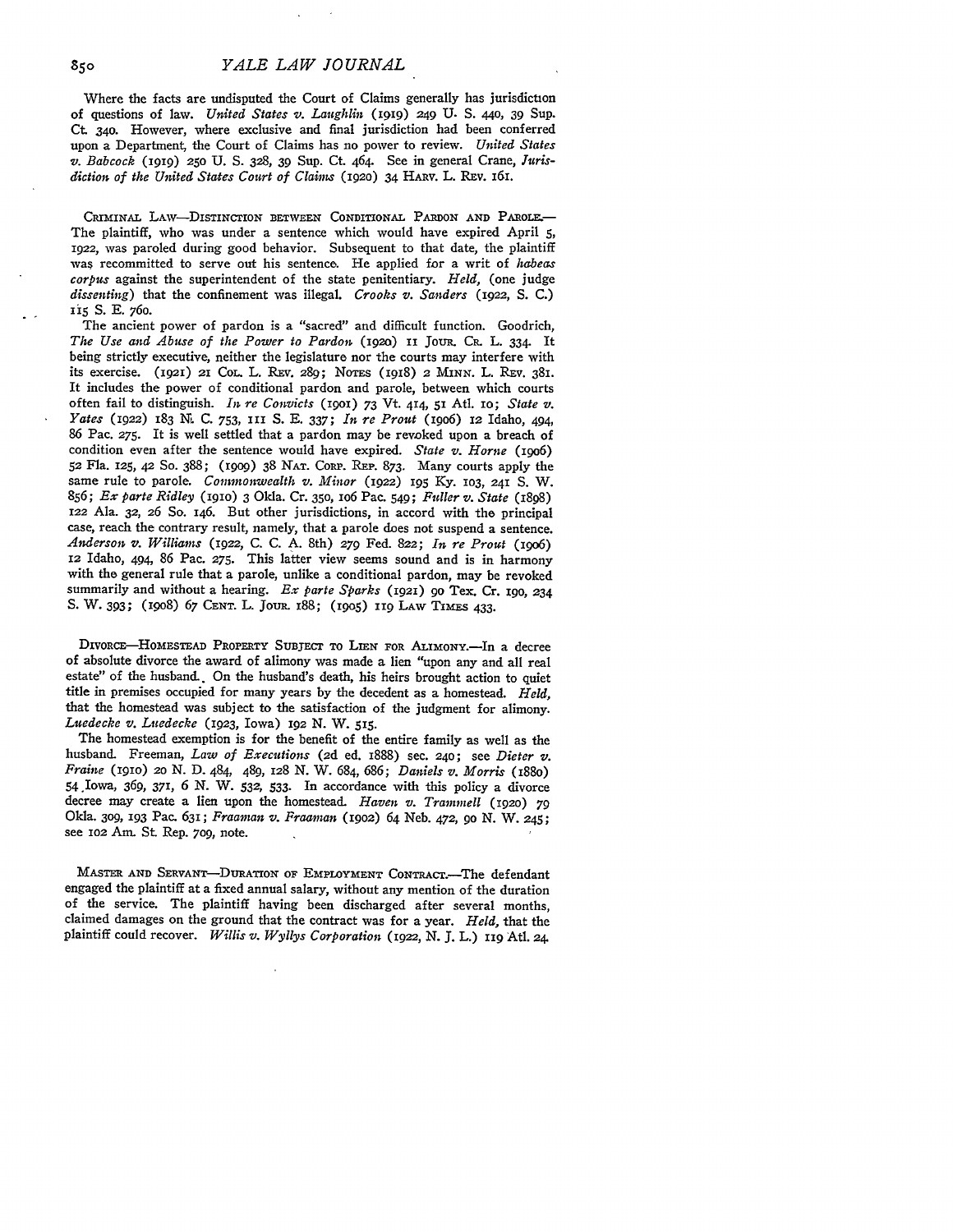Where the facts are undisputed the Court of Claims generally has jurisdiction of questions of law. *United States v. Laughlin* (1919) 249 U. S. 440, 39 Sup. Ct. 340. However, where exclusive and final jurisdiction had been conferred upon a Department, the Court of Claims has no power to review. *United States v. Babcock* (1919) 250 U. S. 328, 39 Sup. Ct. 464. See in general Crane, *Jurisdiction of the United States Court of Claims* (1920) 34 HARV. L. REV. 161.

CRIMINAL LAW—DISTINCTION BETWEEN CONDITIONAL PARDON AND PAROLE.—The plaintiff, who was under a sentence which would have expired April 5, 1922, was paroled during good behavior. Subsequent to that date, the plaintiff was recommitted to serve out his sentence. He applied for a writ of *habeas corpus* against the superintendent of the state penitentiary. *Held,* (one judge *dissenting*) that the confinement was illegal. *Crooks v. Sanders* (1922, S. C.) 115 S. E. 760.

The ancient power of pardon is a "sacred" and difficult function. Goodrich, *The Use and Abuse of the Power to Pardon* (1920) 11 JOUR. CR. L. 334. It being strictly executive, neither the legislature nor the courts may interfere with its exercise. (1921) 21 COL. L. REV. 289; NOTES (1918) 2 MINN. L. REV. 381. It includes the power of conditional pardon and parole, between which courts often fail to distinguish. *In re Convicts* (1901) 73 Vt. 414, 51 Atl. 10; *State v. Yates* (1922) 183 N. C. 753, 111 S. E. 337; *In re Prout* (1906) 12 Idaho, 494, 86 Pac. 275. It is well settled that a pardon may be revoked upon a breach of condition even after the sentence would have expired. *State v. Horne* (1906) 52 Fla. 125, 42 So. 388; (1909) 38 NAT. CORP. REP. 873. Many courts apply the same rule to parole. *Commonwealth v. Minor* (1922) 195 Ky. 103, 241 S. W. 856; *Ex parte Ridley* (1910) 3 Okla. Cr. 350, 106 Pac. 549; *Fuller v. State* (1898) 122 Ala. 32, 26 So. 146. But other jurisdictions, in accord with the principal case, reach the contrary result, namely, that a parole does not suspend a sentence. *Anderson v. Williams* (1922, C. C. A. 8th) 279 Fed. 822; *In re Prout* (1906) 12 Idaho, 494, 86 Pac. 275. This latter view seems sound and is in harmony with the general rule that a parole, unlike a conditional pardon, may be revoked summarily and without a hearing. *Ex parte Sparks* (1921) 90 Tex. Cr. 190, 234 S. W. 393; (1908) 67 CENT. L. JOUR. 188; (1905) 119 LAW TIMES 433.

DIVORCE—HOMESTEAD PROPERTY SUBJECT TO LIEN FOR ALIMONY.—In a decree of absolute divorce the award of alimony was made a lien "upon any and all real estate" of the husband. On the husband's death, his heirs brought action to quiet title in premises occupied for many years by the decedent as a homestead. *Held,* that the homestead was subject to the satisfaction of the judgment for alimony. *Luedecke v. Luedecke* (1923, Iowa) 192 N. W. 515.

The homestead exemption is for the benefit of the entire family as well as the husband. Freeman, *Law of Executions* (2d ed. 1888) sec. 240; see *Dieter v. Fraine* (1910) 20 N. D. 484, 489, 128 N. W. 684, 686; *Daniels v. Morris* (1880) 54 Iowa, 369, 371, 6 N. W. 532, 533. In accordance with this policy a divorce decree may create a lien upon the homestead. *Haven v. Trammell* (1920) 79 Okla. 309, 193 Pac. 631; *Fraaman v. Fraaman* (1902) 64 Neb. 472, 90 N. W. 245; see 102 Am. St. Rep. 709, note.

MASTER AND SERVANT—DURATION OF EMPLOYMENT CONTRACT.—The defendant engaged the plaintiff at a fixed annual salary, without any mention of the duration of the service. The plaintiff having been discharged after several months, claimed damages on the ground that the contract was for a year. *Held,* that the plaintiff could recover. *Willis v. Wyllys Corporation* (1922, N. J. L.) 119 Atl. 24.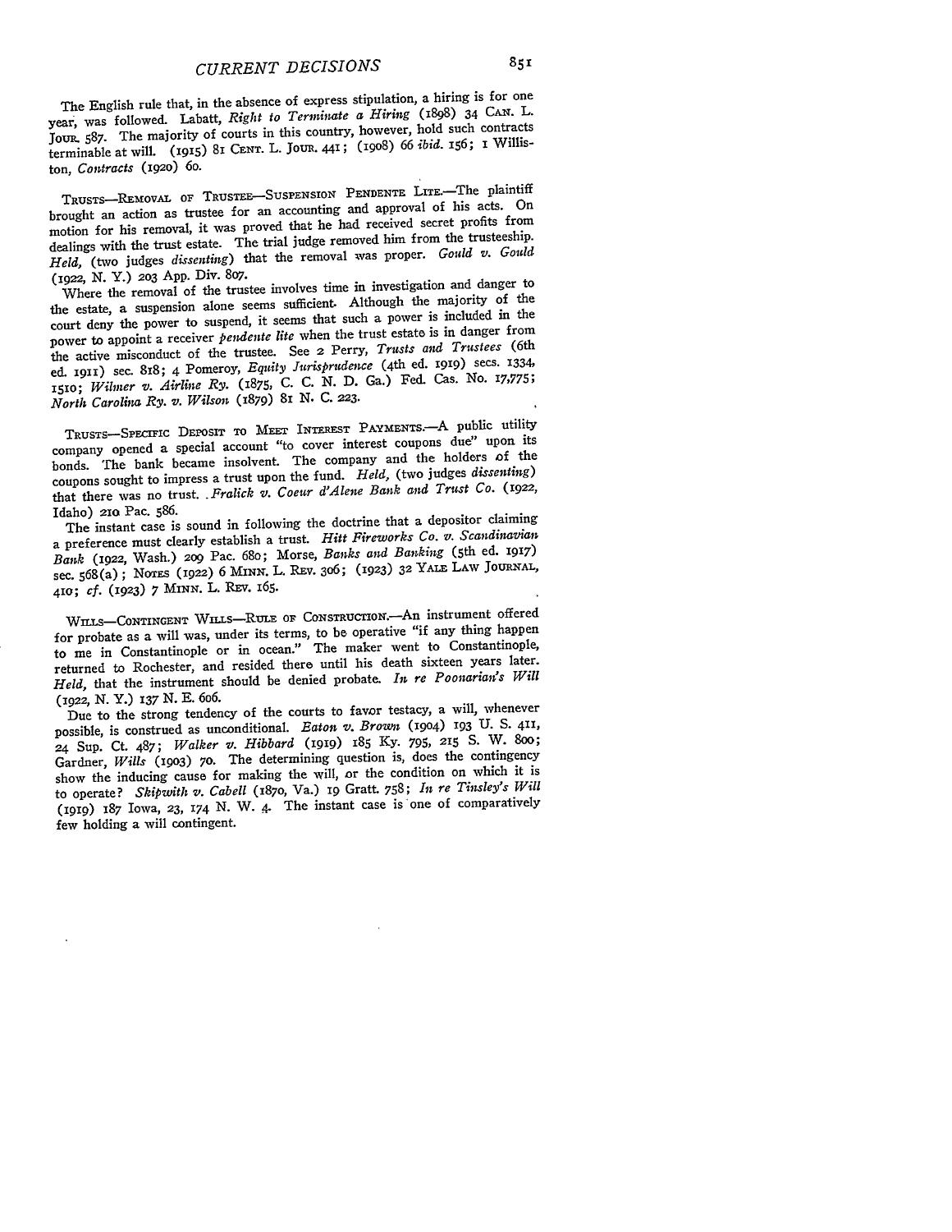The English rule that, in the absence of express stipulation, a hiring is for one year, was followed. Labatt, *Right to Terminate a Hiring* (1898) 34 CAN. L. JOUR. 587. The majority of courts in this country, however, hold such contracts terminable at will. (1915) 81 CENT. L. JOUR. 441; (1908) 66 *ibid.* 156; 1 Williston, *Contracts* (1920) 60.

TRUSTS—REMOVAL OF TRUSTEE—SUSPENSION PENDENTE LITE.—The plaintiff brought an action as trustee for an accounting and approval of his acts. On motion for his removal, it was proved that he had received secret profits from dealings with the trust estate. The trial judge removed him from the trusteeship. *Held,* (two judges *dissenting*) that the removal was proper. *Gould v. Gould* (1922, N. Y.) 203 App. Div. 807.

Where the removal of the trustee involves time in investigation and danger to the estate, a suspension alone seems sufficient. Although the majority of the court deny the power to suspend, it seems that such a power is included in the power to appoint a receiver *pendente lite* when the trust estate is in danger from the active misconduct of the trustee. See 2 Perry, *Trusts and Trustees* (6th ed. 1911) sec. 818; 4 Pomeroy, *Equity Jurisprudence* (4th ed. 1919) secs. 1334, 1510; *Wilmer v. Airline Ry.* (1875, C. C. N. D. Ga.) Fed. Cas. No. 17,775; *North Carolina Ry. v. Wilson* (1879) 81 N. C. 223.

TRUSTS—SPECIFIC DEPOSIT TO MEET INTEREST PAYMENTS.—A public utility company opened a special account "to cover interest coupons due" upon its bonds. The bank became insolvent. The company and the holders of the coupons sought to impress a trust upon the fund. *Held,* (two judges *dissenting*) that there was no trust. *Fralick v. Coeur d'Alene Bank and Trust Co.* (1922, Idaho) 210 Pac. 586.

The instant case is sound in following the doctrine that a depositor claiming a preference must clearly establish a trust. *Hitt Fireworks Co. v. Scandinavian Bank* (1922, Wash.) 209 Pac. 680; Morse, *Banks and Banking* (5th ed. 1917) sec. 568(a); NOTES (1922) 6 MINN. L. REV. 306; (1923) 32 YALE LAW JOURNAL, 410; *cf.* (1923) 7 MINN. L. REV. 165.

WILLS—CONTINGENT WILLS—RULE OF CONSTRUCTION.—An instrument offered for probate as a will was, under its terms, to be operative "if any thing happen to me in Constantinople or in ocean." The maker went to Constantinople, returned to Rochester, and resided there until his death sixteen years later. *Held,* that the instrument should be denied probate. *In re Poonarian's Will* (1922, N. Y.) 137 N. E. 606.

Due to the strong tendency of the courts to favor testacy, a will, whenever possible, is construed as unconditional. *Eaton v. Brown* (1904) 193 U. S. 411, 24 Sup. Ct. 487; *Walker v. Hibbard* (1919) 185 Ky. 795, 215 S. W. 800; Gardner, *Wills* (1903) 70. The determining question is, does the contingency show the inducing cause for making the will, or the condition on which it is to operate? *Skipwith v. Cabell* (1870, Va.) 19 Gratt. 758; *In re Tinsley's Will* (1919) 187 Iowa, 23, 174 N. W. 4. The instant case is one of comparatively few holding a will contingent.